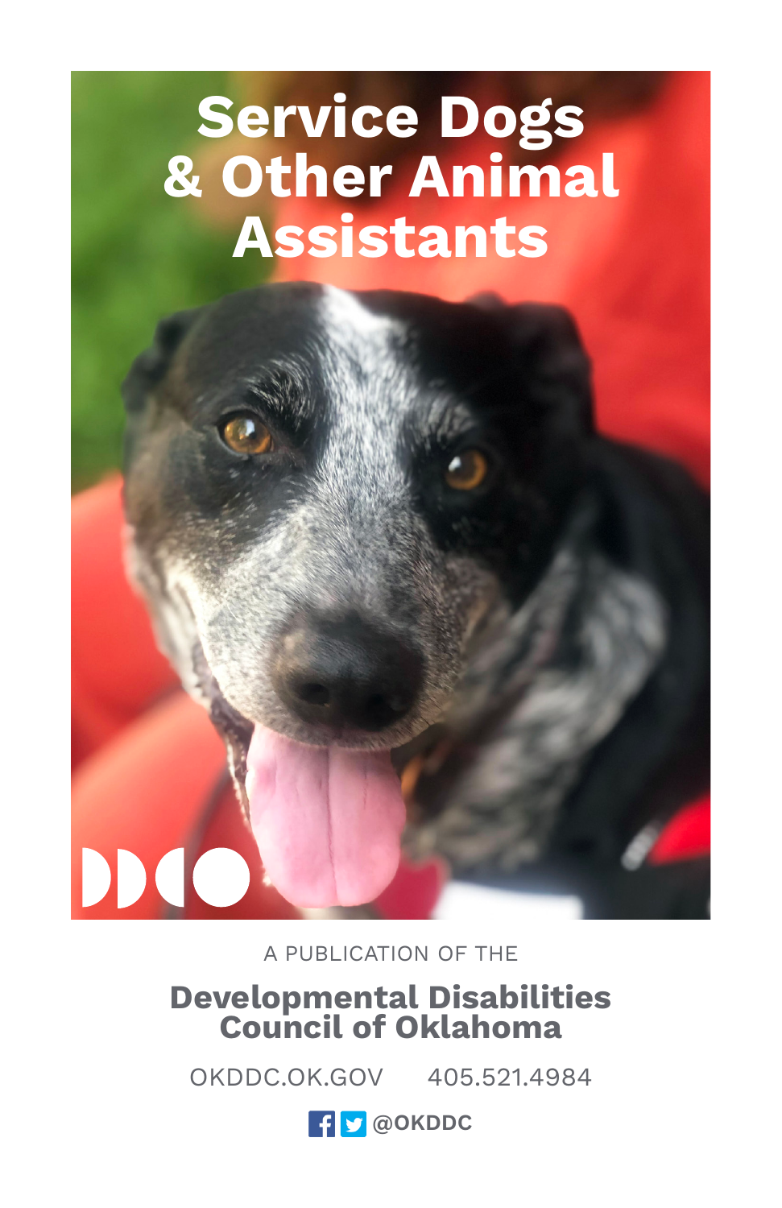# Service Dogs & Other Animal Assistants

A PUBLICATION OF THE

**Developmental Disabilities Council of Oklahoma**

OKDDC.OK.GOV 405.521.4984

@OKDDC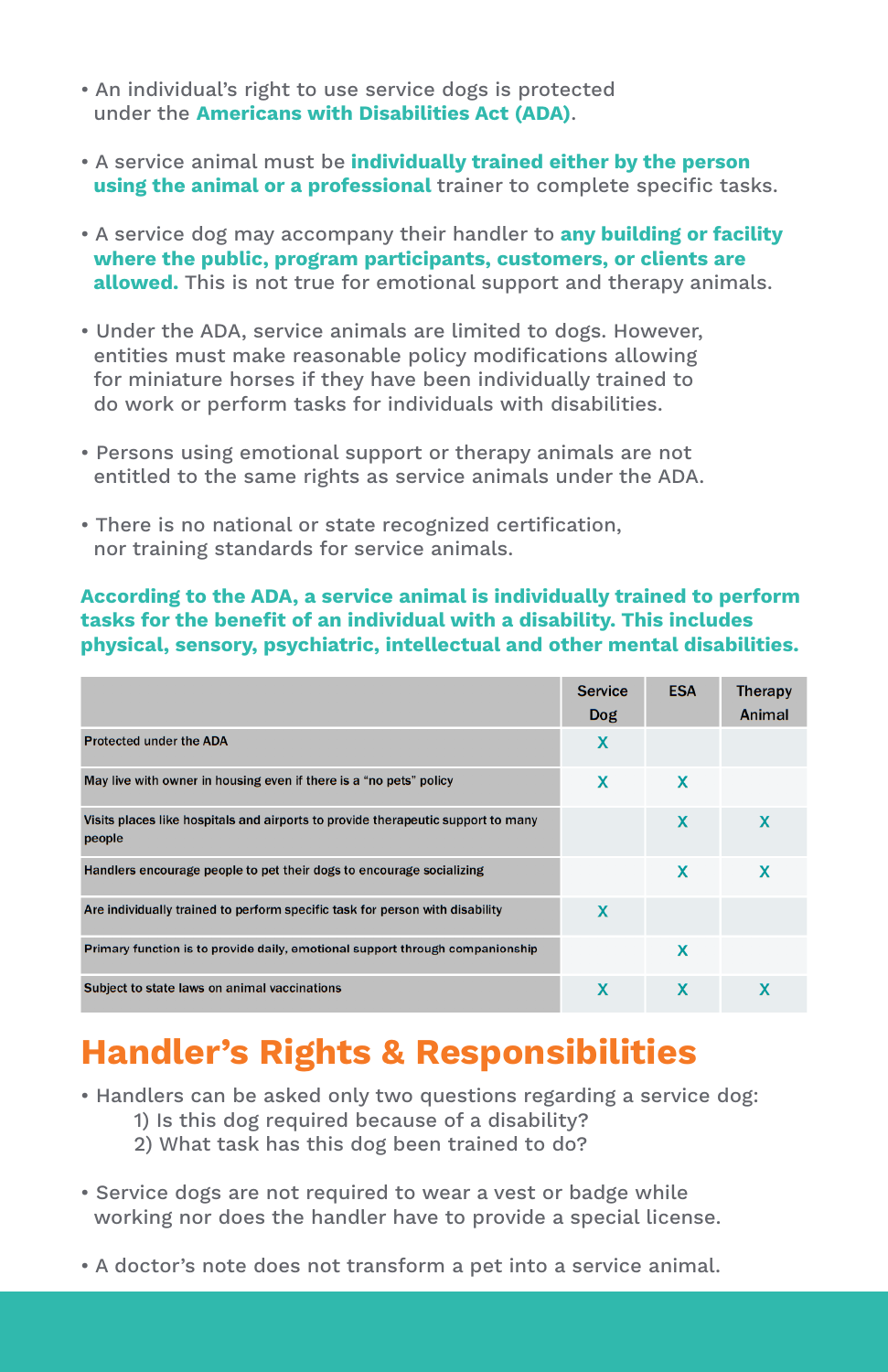- An individual's right to use service dogs is protected under the **Americans with Disabilities Act (ADA)**.

- A service animal must be **individually trained either by the person using the animal or a professional** trainer to complete specific tasks.

- A service dog may accompany their handler to **any building or facility where the public, program participants, customers, or clients are allowed.** This is not true for emotional support and therapy animals.

- Under the ADA, service animals are limited to dogs. However, entities must make reasonable policy modifications allowing for miniature horses if they have been individually trained to do work or perform tasks for individuals with disabilities.

- Persons using emotional support or therapy animals are not entitled to the same rights as service animals under the ADA.

- There is no national or state recognized certification, nor training standards for service animals.

**According to the ADA, a service animal is individually trained to perform tasks for the benefit of an individual with a disability. This includes physical, sensory, psychiatric, intellectual and other mental disabilities.**

| | Service Dog | ESA | Therapy Animal |
|---|---|---|---|
| Protected under the ADA | X | | |
| May live with owner in housing even if there is a "no pets" policy | X | X | |
| Visits places like hospitals and airports to provide therapeutic support to many people | | X | X |
| Handlers encourage people to pet their dogs to encourage socializing | | X | X |
| Are individually trained to perform specific task for person with disability | X | | |
| Primary function is to provide daily, emotional support through companionship | | X | |
| Subject to state laws on animal vaccinations | X | X | X |

# Handler's Rights & Responsibilities

- Handlers can be asked only two questions regarding a service dog:
  1) Is this dog required because of a disability?
  2) What task has this dog been trained to do?

- Service dogs are not required to wear a vest or badge while working nor does the handler have to provide a special license.

- A doctor's note does not transform a pet into a service animal.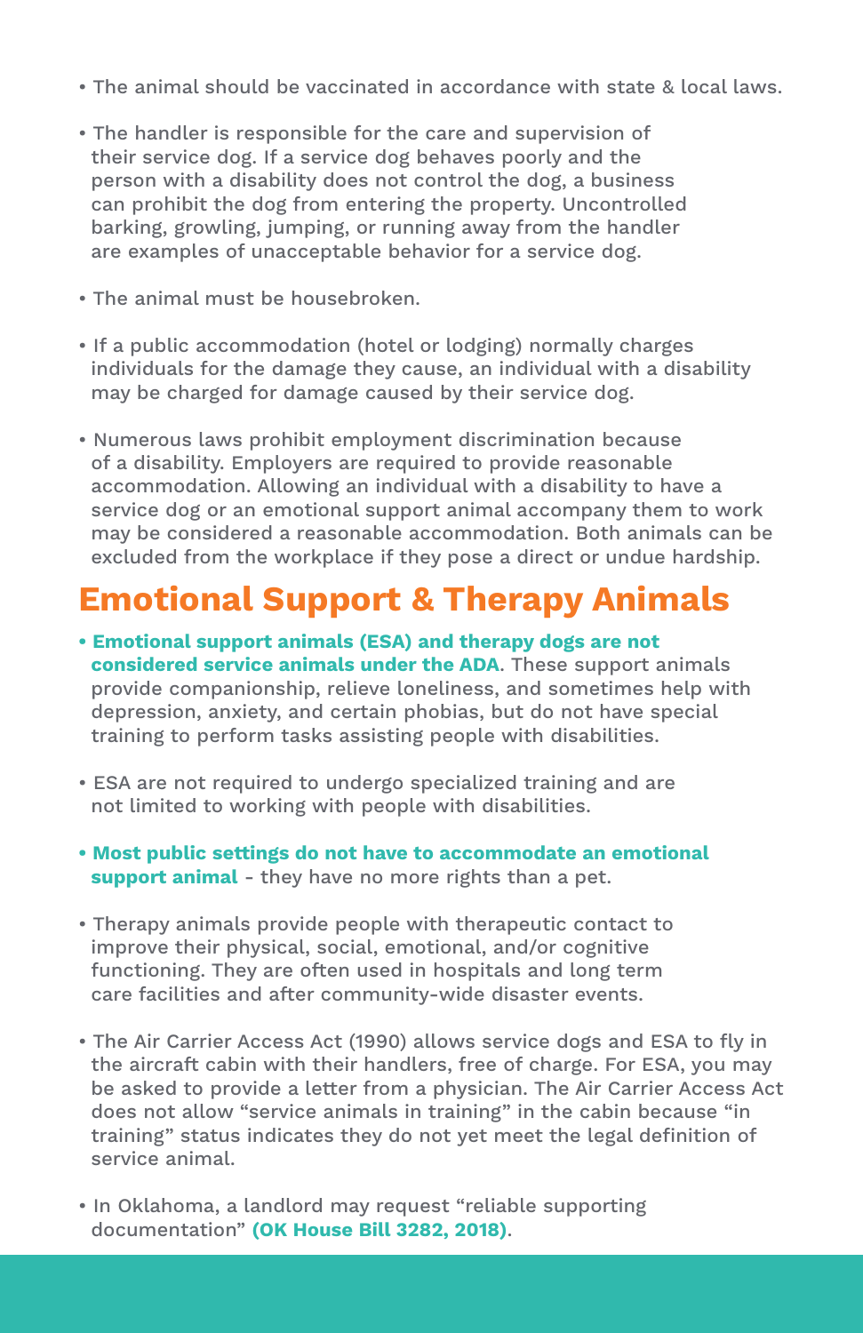- The animal should be vaccinated in accordance with state & local laws.
- The handler is responsible for the care and supervision of their service dog. If a service dog behaves poorly and the person with a disability does not control the dog, a business can prohibit the dog from entering the property. Uncontrolled barking, growling, jumping, or running away from the handler are examples of unacceptable behavior for a service dog.
- The animal must be housebroken.
- If a public accommodation (hotel or lodging) normally charges individuals for the damage they cause, an individual with a disability may be charged for damage caused by their service dog.
- Numerous laws prohibit employment discrimination because of a disability. Employers are required to provide reasonable accommodation. Allowing an individual with a disability to have a service dog or an emotional support animal accompany them to work may be considered a reasonable accommodation. Both animals can be excluded from the workplace if they pose a direct or undue hardship.

## Emotional Support & Therapy Animals

- **Emotional support animals (ESA) and therapy dogs are not considered service animals under the ADA**. These support animals provide companionship, relieve loneliness, and sometimes help with depression, anxiety, and certain phobias, but do not have special training to perform tasks assisting people with disabilities.
- ESA are not required to undergo specialized training and are not limited to working with people with disabilities.
- **Most public settings do not have to accommodate an emotional support animal** - they have no more rights than a pet.
- Therapy animals provide people with therapeutic contact to improve their physical, social, emotional, and/or cognitive functioning. They are often used in hospitals and long term care facilities and after community-wide disaster events.
- The Air Carrier Access Act (1990) allows service dogs and ESA to fly in the aircraft cabin with their handlers, free of charge. For ESA, you may be asked to provide a letter from a physician. The Air Carrier Access Act does not allow "service animals in training" in the cabin because "in training" status indicates they do not yet meet the legal definition of service animal.
- In Oklahoma, a landlord may request "reliable supporting documentation" **(OK House Bill 3282, 2018)**.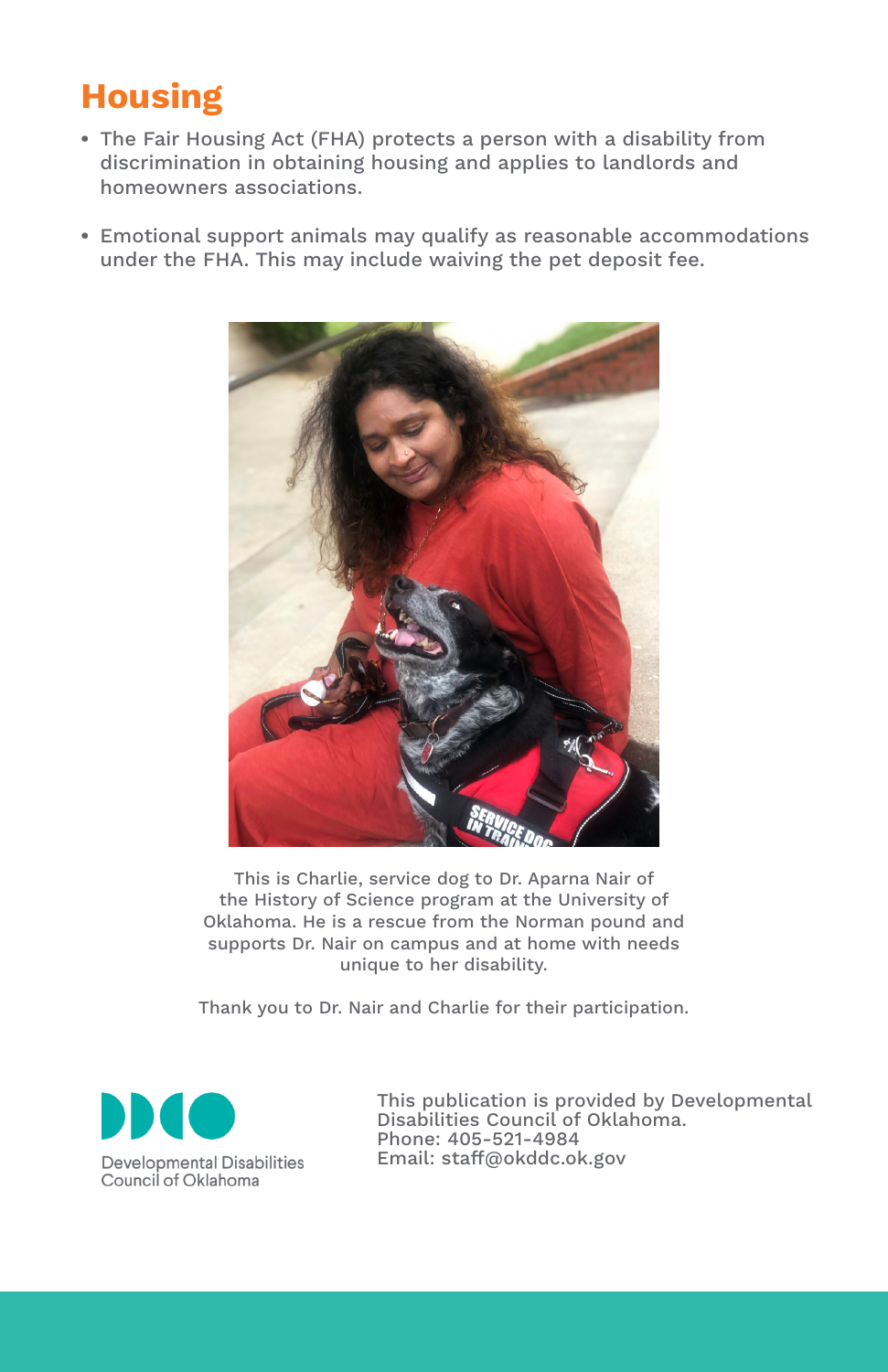## Housing

- The Fair Housing Act (FHA) protects a person with a disability from discrimination in obtaining housing and applies to landlords and homeowners associations.
- Emotional support animals may qualify as reasonable accommodations under the FHA. This may include waiving the pet deposit fee.

This is Charlie, service dog to Dr. Aparna Nair of the History of Science program at the University of Oklahoma. He is a rescue from the Norman pound and supports Dr. Nair on campus and at home with needs unique to her disability.

Thank you to Dr. Nair and Charlie for their participation.

Developmental Disabilities Council of Oklahoma

This publication is provided by Developmental Disabilities Council of Oklahoma.
Phone: 405-521-4984
Email: staff@okddc.ok.gov